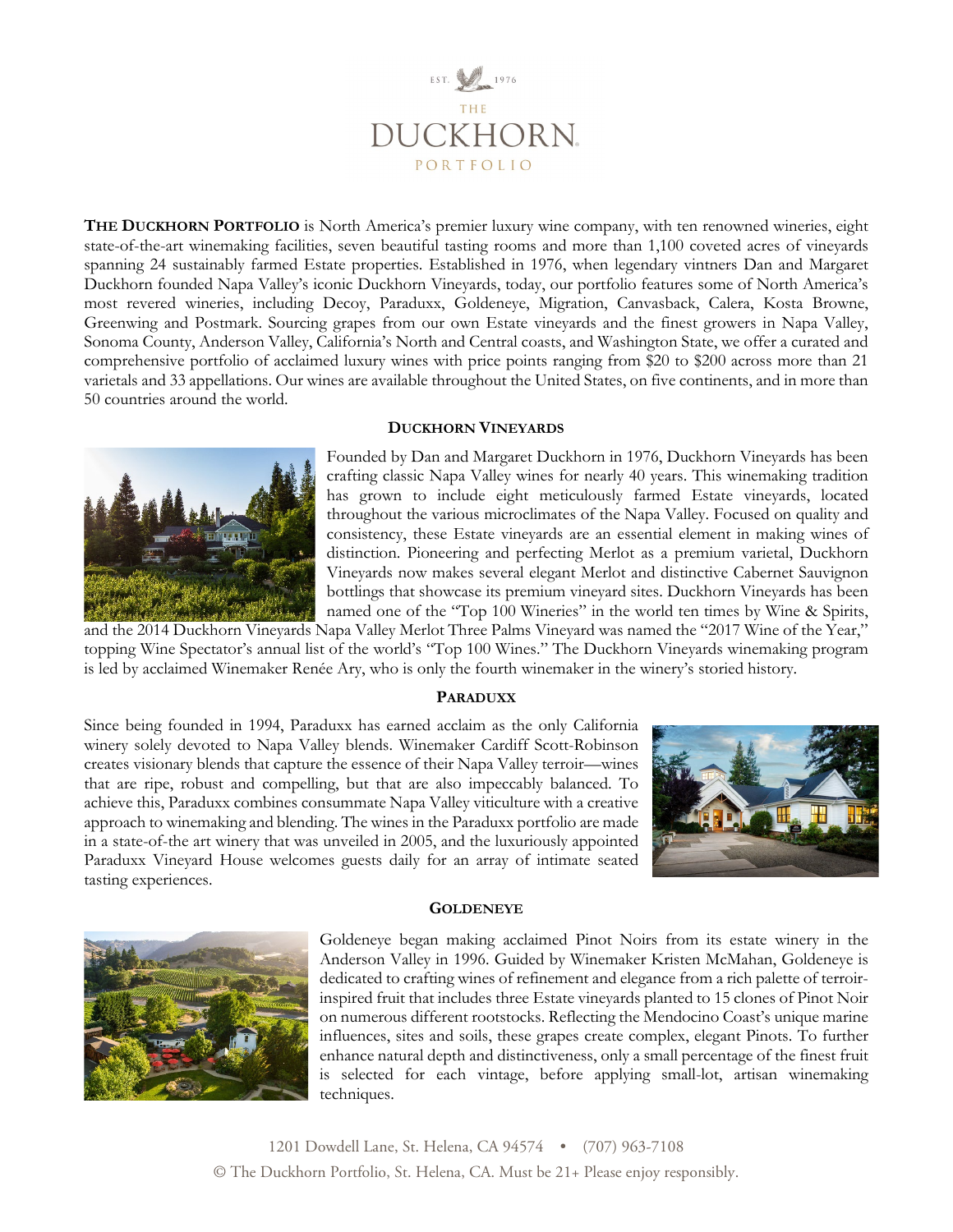EST. 1976

# THE DUCKHORN PORTFOLIO

**THE DUCKHORN PORTFOLIO** is North America's premier luxury wine company, with ten renowned wineries, eight state-of-the-art winemaking facilities, seven beautiful tasting rooms and more than 1,100 coveted acres of vineyards spanning 24 sustainably farmed Estate properties. Established in 1976, when legendary vintners Dan and Margaret Duckhorn founded Napa Valley's iconic Duckhorn Vineyards, today, our portfolio features some of North America's most revered wineries, including Decoy, Paraduxx, Goldeneye, Migration, Canvasback, Calera, Kosta Browne, Greenwing and Postmark. Sourcing grapes from our own Estate vineyards and the finest growers in Napa Valley, Sonoma County, Anderson Valley, California's North and Central coasts, and Washington State, we offer a curated and comprehensive portfolio of acclaimed luxury wines with price points ranging from $20 to $200 across more than 21 varietals and 33 appellations. Our wines are available throughout the United States, on five continents, and in more than 50 countries around the world.

## DUCKHORN VINEYARDS

Founded by Dan and Margaret Duckhorn in 1976, Duckhorn Vineyards has been crafting classic Napa Valley wines for nearly 40 years. This winemaking tradition has grown to include eight meticulously farmed Estate vineyards, located throughout the various microclimates of the Napa Valley. Focused on quality and consistency, these Estate vineyards are an essential element in making wines of distinction. Pioneering and perfecting Merlot as a premium varietal, Duckhorn Vineyards now makes several elegant Merlot and distinctive Cabernet Sauvignon bottlings that showcase its premium vineyard sites. Duckhorn Vineyards has been named one of the "Top 100 Wineries" in the world ten times by Wine & Spirits, and the 2014 Duckhorn Vineyards Napa Valley Merlot Three Palms Vineyard was named the "2017 Wine of the Year," topping Wine Spectator's annual list of the world's "Top 100 Wines." The Duckhorn Vineyards winemaking program is led by acclaimed Winemaker Renée Ary, who is only the fourth winemaker in the winery's storied history.

## PARADUXX

Since being founded in 1994, Paraduxx has earned acclaim as the only California winery solely devoted to Napa Valley blends. Winemaker Cardiff Scott-Robinson creates visionary blends that capture the essence of their Napa Valley terroir—wines that are ripe, robust and compelling, but that are also impeccably balanced. To achieve this, Paraduxx combines consummate Napa Valley viticulture with a creative approach to winemaking and blending. The wines in the Paraduxx portfolio are made in a state-of-the art winery that was unveiled in 2005, and the luxuriously appointed Paraduxx Vineyard House welcomes guests daily for an array of intimate seated tasting experiences.

## GOLDENEYE

Goldeneye began making acclaimed Pinot Noirs from its estate winery in the Anderson Valley in 1996. Guided by Winemaker Kristen McMahan, Goldeneye is dedicated to crafting wines of refinement and elegance from a rich palette of terroir-inspired fruit that includes three Estate vineyards planted to 15 clones of Pinot Noir on numerous different rootstocks. Reflecting the Mendocino Coast's unique marine influences, sites and soils, these grapes create complex, elegant Pinots. To further enhance natural depth and distinctiveness, only a small percentage of the finest fruit is selected for each vintage, before applying small-lot, artisan winemaking techniques.

1201 Dowdell Lane, St. Helena, CA 94574 • (707) 963-7108

© The Duckhorn Portfolio, St. Helena, CA. Must be 21+ Please enjoy responsibly.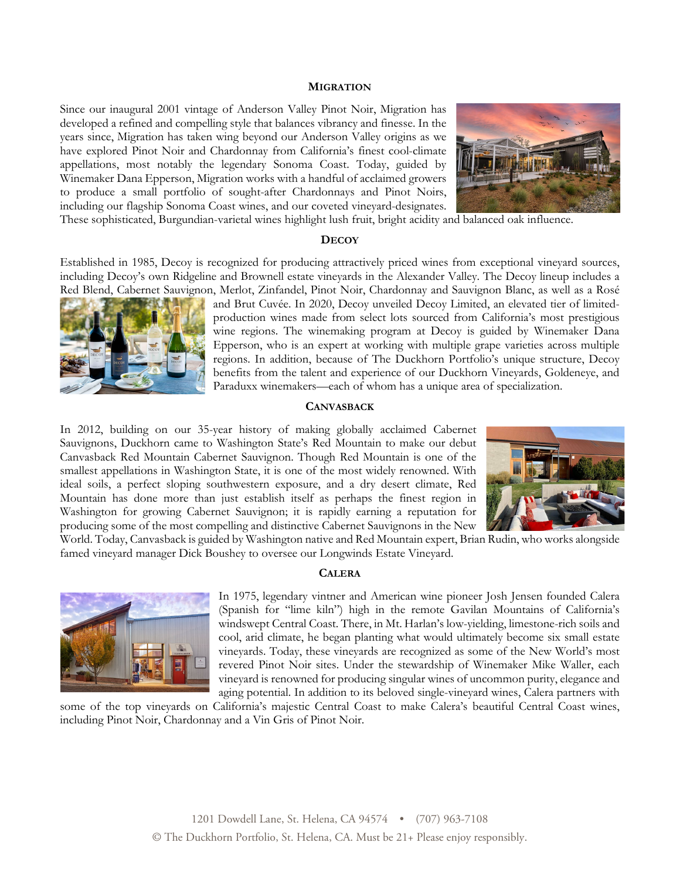## MIGRATION

Since our inaugural 2001 vintage of Anderson Valley Pinot Noir, Migration has developed a refined and compelling style that balances vibrancy and finesse. In the years since, Migration has taken wing beyond our Anderson Valley origins as we have explored Pinot Noir and Chardonnay from California's finest cool-climate appellations, most notably the legendary Sonoma Coast. Today, guided by Winemaker Dana Epperson, Migration works with a handful of acclaimed growers to produce a small portfolio of sought-after Chardonnays and Pinot Noirs, including our flagship Sonoma Coast wines, and our coveted vineyard-designates. These sophisticated, Burgundian-varietal wines highlight lush fruit, bright acidity and balanced oak influence.

## DECOY

Established in 1985, Decoy is recognized for producing attractively priced wines from exceptional vineyard sources, including Decoy's own Ridgeline and Brownell estate vineyards in the Alexander Valley. The Decoy lineup includes a Red Blend, Cabernet Sauvignon, Merlot, Zinfandel, Pinot Noir, Chardonnay and Sauvignon Blanc, as well as a Rosé and Brut Cuvée. In 2020, Decoy unveiled Decoy Limited, an elevated tier of limited-production wines made from select lots sourced from California's most prestigious wine regions. The winemaking program at Decoy is guided by Winemaker Dana Epperson, who is an expert at working with multiple grape varieties across multiple regions. In addition, because of The Duckhorn Portfolio's unique structure, Decoy benefits from the talent and experience of our Duckhorn Vineyards, Goldeneye, and Paraduxx winemakers—each of whom has a unique area of specialization.

## CANVASBACK

In 2012, building on our 35-year history of making globally acclaimed Cabernet Sauvignons, Duckhorn came to Washington State's Red Mountain to make our debut Canvasback Red Mountain Cabernet Sauvignon. Though Red Mountain is one of the smallest appellations in Washington State, it is one of the most widely renowned. With ideal soils, a perfect sloping southwestern exposure, and a dry desert climate, Red Mountain has done more than just establish itself as perhaps the finest region in Washington for growing Cabernet Sauvignon; it is rapidly earning a reputation for producing some of the most compelling and distinctive Cabernet Sauvignons in the New World. Today, Canvasback is guided by Washington native and Red Mountain expert, Brian Rudin, who works alongside famed vineyard manager Dick Boushey to oversee our Longwinds Estate Vineyard.

## CALERA

In 1975, legendary vintner and American wine pioneer Josh Jensen founded Calera (Spanish for "lime kiln") high in the remote Gavilan Mountains of California's windswept Central Coast. There, in Mt. Harlan's low-yielding, limestone-rich soils and cool, arid climate, he began planting what would ultimately become six small estate vineyards. Today, these vineyards are recognized as some of the New World's most revered Pinot Noir sites. Under the stewardship of Winemaker Mike Waller, each vineyard is renowned for producing singular wines of uncommon purity, elegance and aging potential. In addition to its beloved single-vineyard wines, Calera partners with some of the top vineyards on California's majestic Central Coast to make Calera's beautiful Central Coast wines, including Pinot Noir, Chardonnay and a Vin Gris of Pinot Noir.

1201 Dowdell Lane, St. Helena, CA 94574 • (707) 963-7108

© The Duckhorn Portfolio, St. Helena, CA. Must be 21+ Please enjoy responsibly.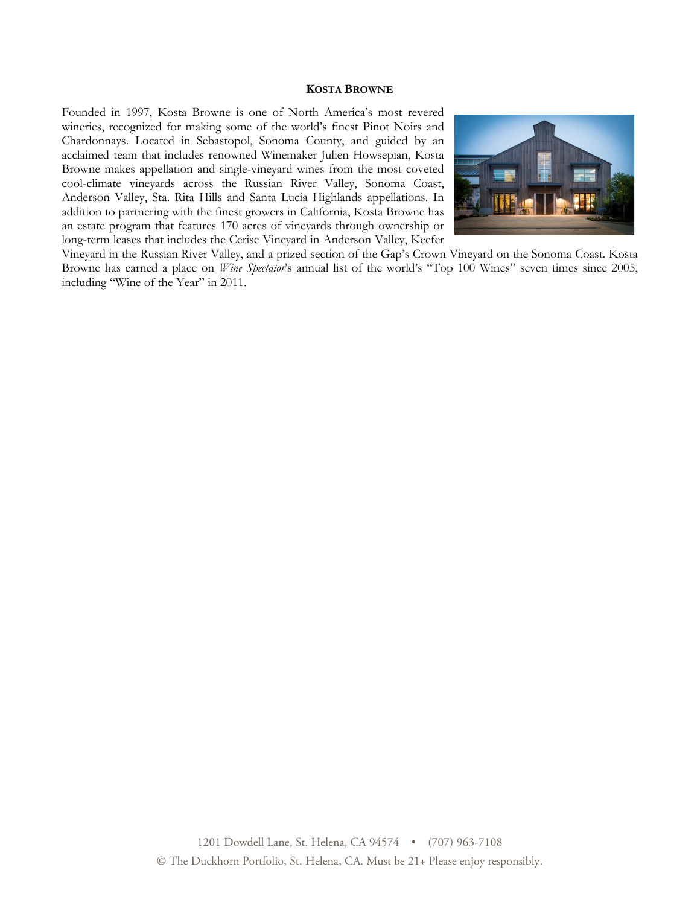**KOSTA BROWNE**

Founded in 1997, Kosta Browne is one of North America's most revered wineries, recognized for making some of the world's finest Pinot Noirs and Chardonnays. Located in Sebastopol, Sonoma County, and guided by an acclaimed team that includes renowned Winemaker Julien Howsepian, Kosta Browne makes appellation and single-vineyard wines from the most coveted cool-climate vineyards across the Russian River Valley, Sonoma Coast, Anderson Valley, Sta. Rita Hills and Santa Lucia Highlands appellations. In addition to partnering with the finest growers in California, Kosta Browne has an estate program that features 170 acres of vineyards through ownership or long-term leases that includes the Cerise Vineyard in Anderson Valley, Keefer Vineyard in the Russian River Valley, and a prized section of the Gap's Crown Vineyard on the Sonoma Coast. Kosta Browne has earned a place on *Wine Spectator*'s annual list of the world's "Top 100 Wines" seven times since 2005, including "Wine of the Year" in 2011.

1201 Dowdell Lane, St. Helena, CA 94574 • (707) 963-7108

© The Duckhorn Portfolio, St. Helena, CA. Must be 21+ Please enjoy responsibly.